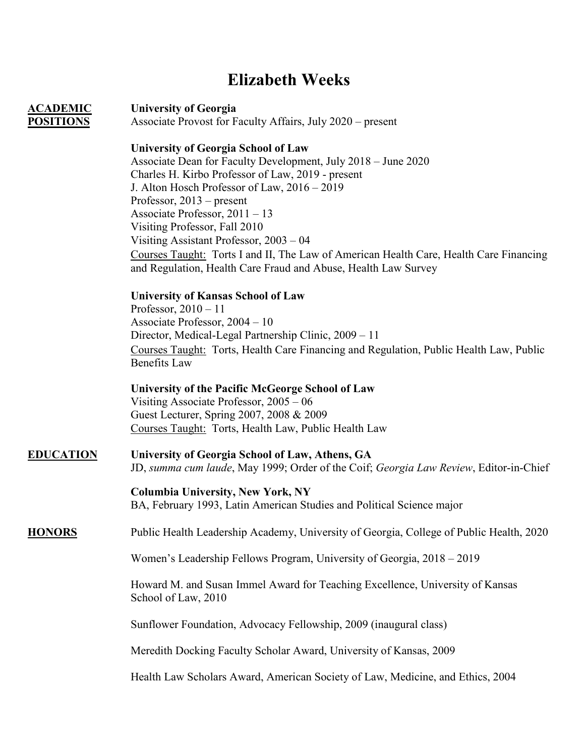# Elizabeth Weeks

## ACADEMIC POSITIONS

**University of Georgia**
Associate Provost for Faculty Affairs, July 2020 – present

**University of Georgia School of Law**
Associate Dean for Faculty Development, July 2018 – June 2020
Charles H. Kirbo Professor of Law, 2019 - present
J. Alton Hosch Professor of Law, 2016 – 2019
Professor, 2013 – present
Associate Professor, 2011 – 13
Visiting Professor, Fall 2010
Visiting Assistant Professor, 2003 – 04
Courses Taught: Torts I and II, The Law of American Health Care, Health Care Financing and Regulation, Health Care Fraud and Abuse, Health Law Survey

**University of Kansas School of Law**
Professor, 2010 – 11
Associate Professor, 2004 – 10
Director, Medical-Legal Partnership Clinic, 2009 – 11
Courses Taught: Torts, Health Care Financing and Regulation, Public Health Law, Public Benefits Law

**University of the Pacific McGeorge School of Law**
Visiting Associate Professor, 2005 – 06
Guest Lecturer, Spring 2007, 2008 & 2009
Courses Taught: Torts, Health Law, Public Health Law

## EDUCATION

**University of Georgia School of Law, Athens, GA**
JD, *summa cum laude*, May 1999; Order of the Coif; *Georgia Law Review*, Editor-in-Chief

**Columbia University, New York, NY**
BA, February 1993, Latin American Studies and Political Science major

## HONORS

Public Health Leadership Academy, University of Georgia, College of Public Health, 2020

Women's Leadership Fellows Program, University of Georgia, 2018 – 2019

Howard M. and Susan Immel Award for Teaching Excellence, University of Kansas School of Law, 2010

Sunflower Foundation, Advocacy Fellowship, 2009 (inaugural class)

Meredith Docking Faculty Scholar Award, University of Kansas, 2009

Health Law Scholars Award, American Society of Law, Medicine, and Ethics, 2004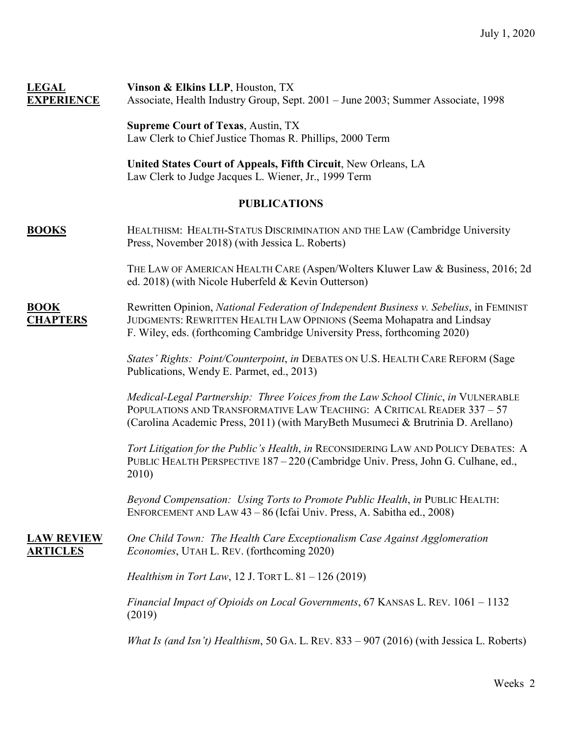**LEGAL EXPERIENCE**

**Vinson & Elkins LLP**, Houston, TX
Associate, Health Industry Group, Sept. 2001 – June 2003; Summer Associate, 1998

**Supreme Court of Texas**, Austin, TX
Law Clerk to Chief Justice Thomas R. Phillips, 2000 Term

**United States Court of Appeals, Fifth Circuit**, New Orleans, LA
Law Clerk to Judge Jacques L. Wiener, Jr., 1999 Term

## PUBLICATIONS

**BOOKS**

HEALTHISM: HEALTH-STATUS DISCRIMINATION AND THE LAW (Cambridge University Press, November 2018) (with Jessica L. Roberts)

THE LAW OF AMERICAN HEALTH CARE (Aspen/Wolters Kluwer Law & Business, 2016; 2d ed. 2018) (with Nicole Huberfeld & Kevin Outterson)

**BOOK CHAPTERS**

Rewritten Opinion, *National Federation of Independent Business v. Sebelius*, in FEMINIST JUDGMENTS: REWRITTEN HEALTH LAW OPINIONS (Seema Mohapatra and Lindsay F. Wiley, eds. (forthcoming Cambridge University Press, forthcoming 2020)

*States' Rights: Point/Counterpoint*, *in* DEBATES ON U.S. HEALTH CARE REFORM (Sage Publications, Wendy E. Parmet, ed., 2013)

*Medical-Legal Partnership: Three Voices from the Law School Clinic*, *in* VULNERABLE POPULATIONS AND TRANSFORMATIVE LAW TEACHING: A CRITICAL READER 337 – 57 (Carolina Academic Press, 2011) (with MaryBeth Musumeci & Brutrinia D. Arellano)

*Tort Litigation for the Public's Health*, *in* RECONSIDERING LAW AND POLICY DEBATES: A PUBLIC HEALTH PERSPECTIVE 187 – 220 (Cambridge Univ. Press, John G. Culhane, ed., 2010)

*Beyond Compensation: Using Torts to Promote Public Health*, *in* PUBLIC HEALTH: ENFORCEMENT AND LAW 43 – 86 (Icfai Univ. Press, A. Sabitha ed., 2008)

**LAW REVIEW ARTICLES**

*One Child Town: The Health Care Exceptionalism Case Against Agglomeration Economies*, UTAH L. REV. (forthcoming 2020)

*Healthism in Tort Law*, 12 J. TORT L. 81 – 126 (2019)

*Financial Impact of Opioids on Local Governments*, 67 KANSAS L. REV. 1061 – 1132 (2019)

*What Is (and Isn't) Healthism*, 50 GA. L. REV. 833 – 907 (2016) (with Jessica L. Roberts)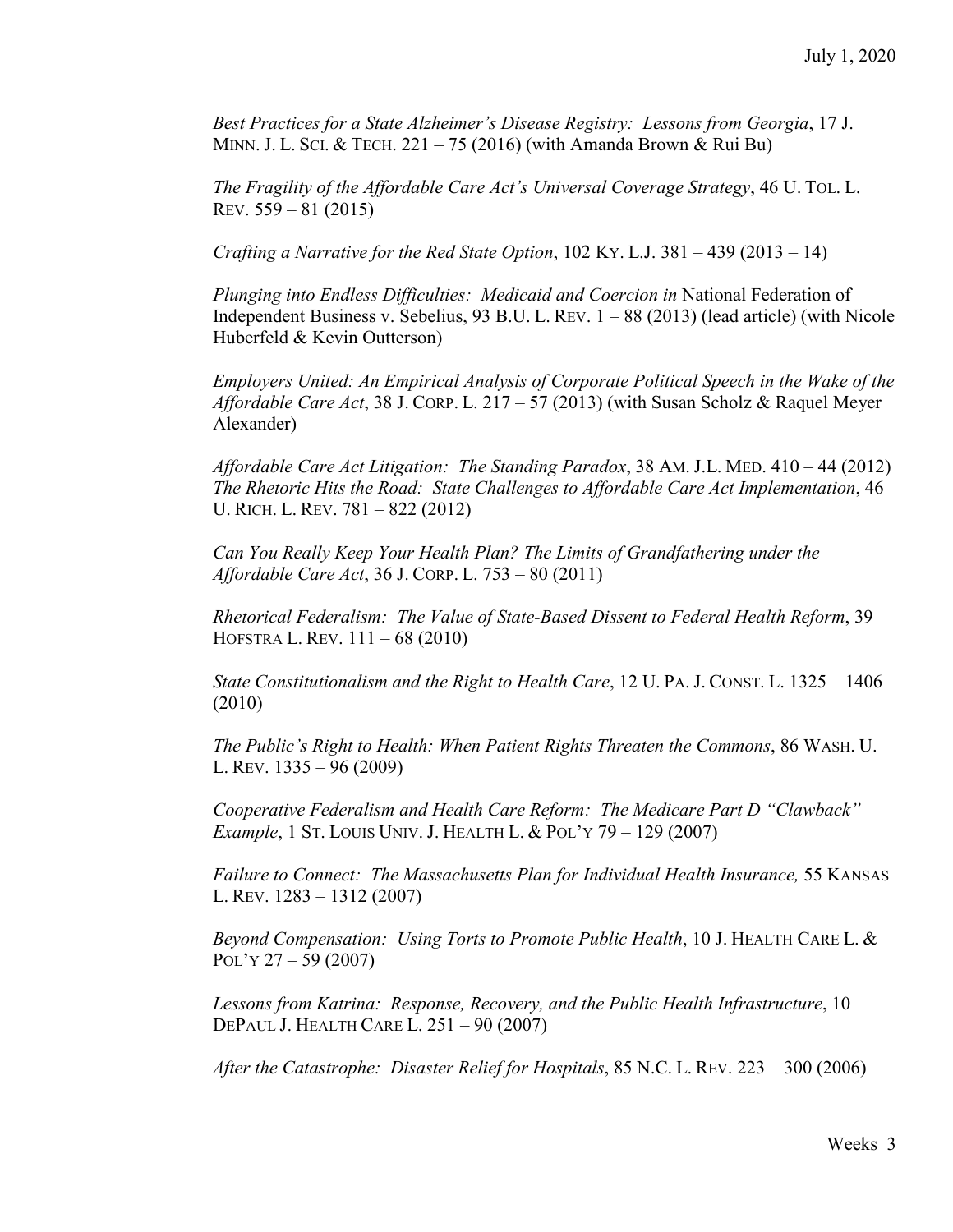*Best Practices for a State Alzheimer's Disease Registry: Lessons from Georgia*, 17 J. MINN. J. L. SCI. & TECH. 221 – 75 (2016) (with Amanda Brown & Rui Bu)

*The Fragility of the Affordable Care Act's Universal Coverage Strategy*, 46 U. TOL. L. REV. 559 – 81 (2015)

*Crafting a Narrative for the Red State Option*, 102 KY. L.J. 381 – 439 (2013 – 14)

*Plunging into Endless Difficulties: Medicaid and Coercion in* National Federation of Independent Business v. Sebelius, 93 B.U. L. REV. 1 – 88 (2013) (lead article) (with Nicole Huberfeld & Kevin Outterson)

*Employers United: An Empirical Analysis of Corporate Political Speech in the Wake of the Affordable Care Act*, 38 J. CORP. L. 217 – 57 (2013) (with Susan Scholz & Raquel Meyer Alexander)

*Affordable Care Act Litigation: The Standing Paradox*, 38 AM. J.L. MED. 410 – 44 (2012)
*The Rhetoric Hits the Road: State Challenges to Affordable Care Act Implementation*, 46 U. RICH. L. REV. 781 – 822 (2012)

*Can You Really Keep Your Health Plan? The Limits of Grandfathering under the Affordable Care Act*, 36 J. CORP. L. 753 – 80 (2011)

*Rhetorical Federalism: The Value of State-Based Dissent to Federal Health Reform*, 39 HOFSTRA L. REV. 111 – 68 (2010)

*State Constitutionalism and the Right to Health Care*, 12 U. PA. J. CONST. L. 1325 – 1406 (2010)

*The Public's Right to Health: When Patient Rights Threaten the Commons*, 86 WASH. U. L. REV. 1335 – 96 (2009)

*Cooperative Federalism and Health Care Reform: The Medicare Part D "Clawback" Example*, 1 ST. LOUIS UNIV. J. HEALTH L. & POL'Y 79 – 129 (2007)

*Failure to Connect: The Massachusetts Plan for Individual Health Insurance,* 55 KANSAS L. REV. 1283 – 1312 (2007)

*Beyond Compensation: Using Torts to Promote Public Health*, 10 J. HEALTH CARE L. & POL'Y 27 – 59 (2007)

*Lessons from Katrina: Response, Recovery, and the Public Health Infrastructure*, 10 DEPAUL J. HEALTH CARE L. 251 – 90 (2007)

*After the Catastrophe: Disaster Relief for Hospitals*, 85 N.C. L. REV. 223 – 300 (2006)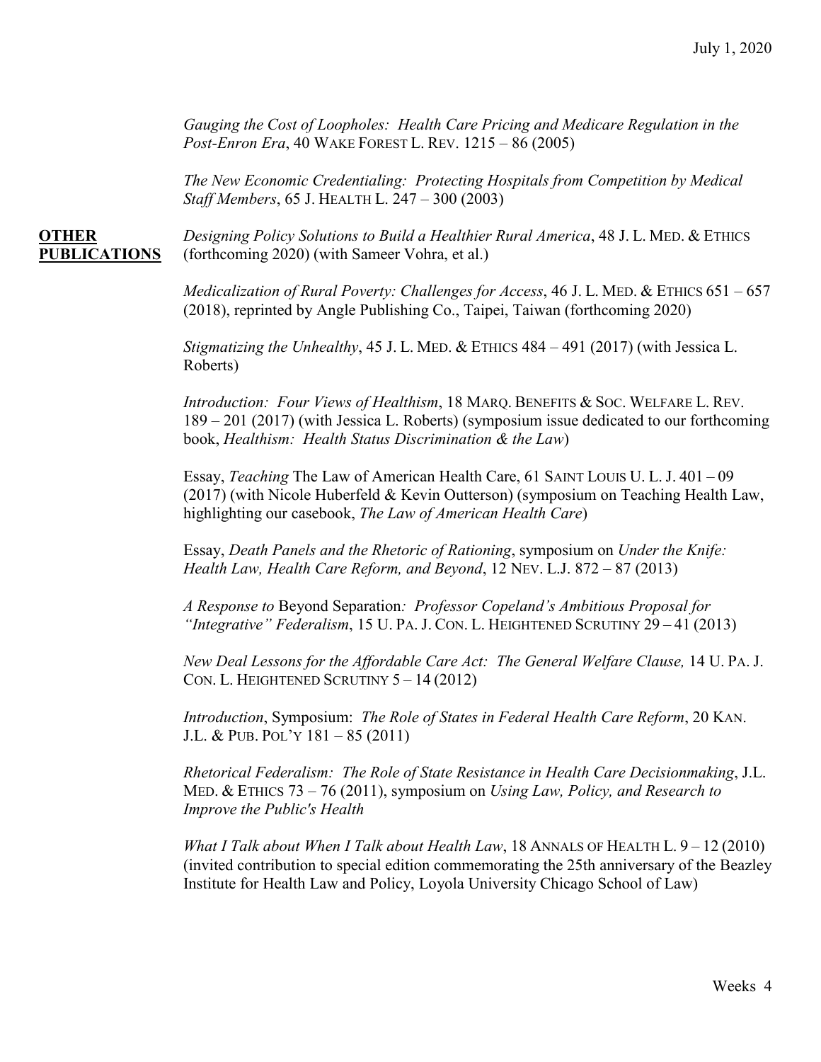*Gauging the Cost of Loopholes: Health Care Pricing and Medicare Regulation in the Post-Enron Era*, 40 WAKE FOREST L. REV. 1215 – 86 (2005)

*The New Economic Credentialing: Protecting Hospitals from Competition by Medical Staff Members*, 65 J. HEALTH L. 247 – 300 (2003)

## OTHER PUBLICATIONS

*Designing Policy Solutions to Build a Healthier Rural America*, 48 J. L. MED. & ETHICS (forthcoming 2020) (with Sameer Vohra, et al.)

*Medicalization of Rural Poverty: Challenges for Access*, 46 J. L. MED. & ETHICS 651 – 657 (2018), reprinted by Angle Publishing Co., Taipei, Taiwan (forthcoming 2020)

*Stigmatizing the Unhealthy*, 45 J. L. MED. & ETHICS 484 – 491 (2017) (with Jessica L. Roberts)

*Introduction: Four Views of Healthism*, 18 MARQ. BENEFITS & SOC. WELFARE L. REV. 189 – 201 (2017) (with Jessica L. Roberts) (symposium issue dedicated to our forthcoming book, *Healthism: Health Status Discrimination & the Law*)

Essay, *Teaching* The Law of American Health Care, 61 SAINT LOUIS U. L. J. 401 – 09 (2017) (with Nicole Huberfeld & Kevin Outterson) (symposium on Teaching Health Law, highlighting our casebook, *The Law of American Health Care*)

Essay, *Death Panels and the Rhetoric of Rationing*, symposium on *Under the Knife: Health Law, Health Care Reform, and Beyond*, 12 NEV. L.J. 872 – 87 (2013)

*A Response to* Beyond Separation*: Professor Copeland's Ambitious Proposal for "Integrative" Federalism*, 15 U. PA. J. CON. L. HEIGHTENED SCRUTINY 29 – 41 (2013)

*New Deal Lessons for the Affordable Care Act: The General Welfare Clause,* 14 U. PA. J. CON. L. HEIGHTENED SCRUTINY 5 – 14 (2012)

*Introduction*, Symposium: *The Role of States in Federal Health Care Reform*, 20 KAN. J.L. & PUB. POL'Y 181 – 85 (2011)

*Rhetorical Federalism: The Role of State Resistance in Health Care Decisionmaking*, J.L. MED. & ETHICS 73 – 76 (2011), symposium on *Using Law, Policy, and Research to Improve the Public's Health*

*What I Talk about When I Talk about Health Law*, 18 ANNALS OF HEALTH L. 9 – 12 (2010) (invited contribution to special edition commemorating the 25th anniversary of the Beazley Institute for Health Law and Policy, Loyola University Chicago School of Law)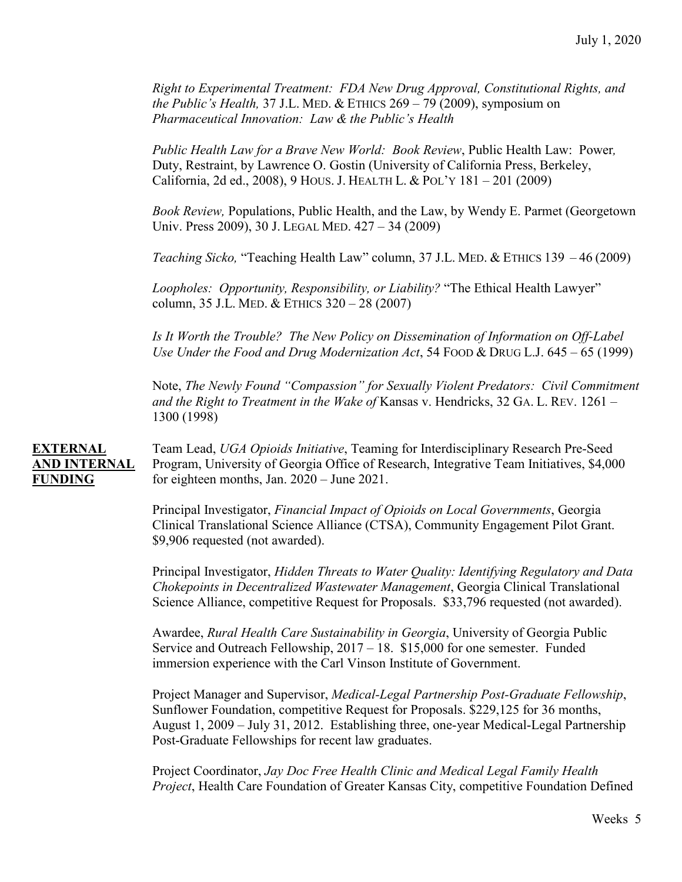*Right to Experimental Treatment: FDA New Drug Approval, Constitutional Rights, and the Public's Health,* 37 J.L. MED. & ETHICS 269 – 79 (2009), symposium on *Pharmaceutical Innovation: Law & the Public's Health*

*Public Health Law for a Brave New World: Book Review*, Public Health Law: Power, Duty, Restraint, by Lawrence O. Gostin (University of California Press, Berkeley, California, 2d ed., 2008), 9 HOUS. J. HEALTH L. & POL'Y 181 – 201 (2009)

*Book Review,* Populations, Public Health, and the Law, by Wendy E. Parmet (Georgetown Univ. Press 2009), 30 J. LEGAL MED. 427 – 34 (2009)

*Teaching Sicko,* "Teaching Health Law" column, 37 J.L. MED. & ETHICS 139 – 46 (2009)

*Loopholes: Opportunity, Responsibility, or Liability?* "The Ethical Health Lawyer" column, 35 J.L. MED. & ETHICS 320 – 28 (2007)

*Is It Worth the Trouble? The New Policy on Dissemination of Information on Off-Label Use Under the Food and Drug Modernization Act*, 54 FOOD & DRUG L.J. 645 – 65 (1999)

Note, *The Newly Found "Compassion" for Sexually Violent Predators: Civil Commitment and the Right to Treatment in the Wake of* Kansas v. Hendricks, 32 GA. L. REV. 1261 – 1300 (1998)

## EXTERNAL AND INTERNAL FUNDING

Team Lead, *UGA Opioids Initiative*, Teaming for Interdisciplinary Research Pre-Seed Program, University of Georgia Office of Research, Integrative Team Initiatives, $4,000 for eighteen months, Jan. 2020 – June 2021.

Principal Investigator, *Financial Impact of Opioids on Local Governments*, Georgia Clinical Translational Science Alliance (CTSA), Community Engagement Pilot Grant. $9,906 requested (not awarded).

Principal Investigator, *Hidden Threats to Water Quality: Identifying Regulatory and Data Chokepoints in Decentralized Wastewater Management*, Georgia Clinical Translational Science Alliance, competitive Request for Proposals. $33,796 requested (not awarded).

Awardee, *Rural Health Care Sustainability in Georgia*, University of Georgia Public Service and Outreach Fellowship, 2017 – 18. $15,000 for one semester. Funded immersion experience with the Carl Vinson Institute of Government.

Project Manager and Supervisor, *Medical-Legal Partnership Post-Graduate Fellowship*, Sunflower Foundation, competitive Request for Proposals. $229,125 for 36 months, August 1, 2009 – July 31, 2012. Establishing three, one-year Medical-Legal Partnership Post-Graduate Fellowships for recent law graduates.

Project Coordinator, *Jay Doc Free Health Clinic and Medical Legal Family Health Project*, Health Care Foundation of Greater Kansas City, competitive Foundation Defined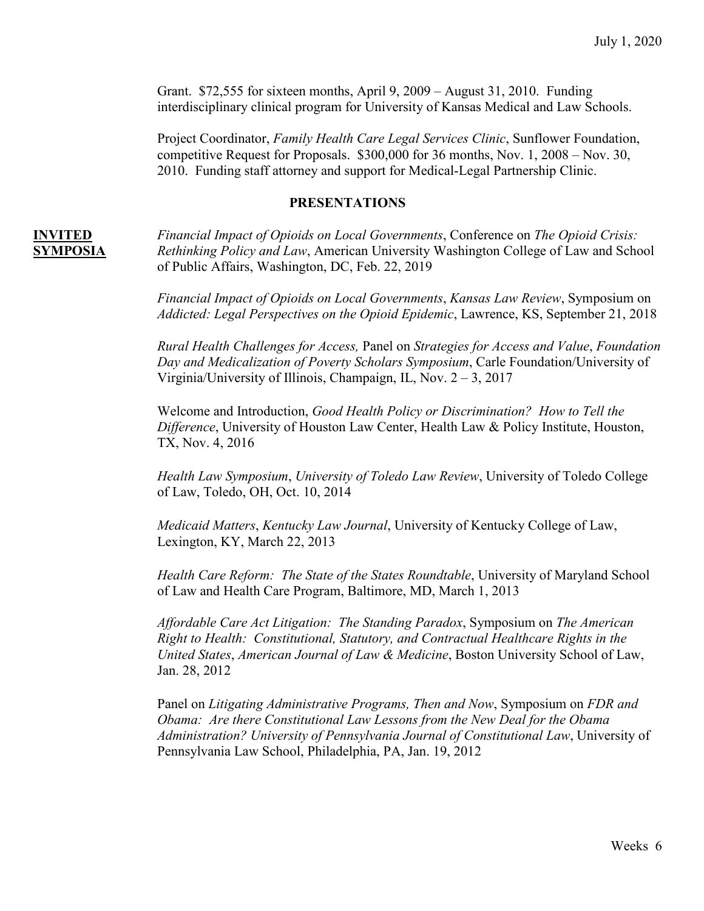Grant. $72,555 for sixteen months, April 9, 2009 – August 31, 2010. Funding interdisciplinary clinical program for University of Kansas Medical and Law Schools.

Project Coordinator, *Family Health Care Legal Services Clinic*, Sunflower Foundation, competitive Request for Proposals. $300,000 for 36 months, Nov. 1, 2008 – Nov. 30, 2010. Funding staff attorney and support for Medical-Legal Partnership Clinic.

## PRESENTATIONS

**INVITED SYMPOSIA**

*Financial Impact of Opioids on Local Governments*, Conference on *The Opioid Crisis: Rethinking Policy and Law*, American University Washington College of Law and School of Public Affairs, Washington, DC, Feb. 22, 2019

*Financial Impact of Opioids on Local Governments*, *Kansas Law Review*, Symposium on *Addicted: Legal Perspectives on the Opioid Epidemic*, Lawrence, KS, September 21, 2018

*Rural Health Challenges for Access,* Panel on *Strategies for Access and Value*, *Foundation Day and Medicalization of Poverty Scholars Symposium*, Carle Foundation/University of Virginia/University of Illinois, Champaign, IL, Nov. 2 – 3, 2017

Welcome and Introduction, *Good Health Policy or Discrimination? How to Tell the Difference*, University of Houston Law Center, Health Law & Policy Institute, Houston, TX, Nov. 4, 2016

*Health Law Symposium*, *University of Toledo Law Review*, University of Toledo College of Law, Toledo, OH, Oct. 10, 2014

*Medicaid Matters*, *Kentucky Law Journal*, University of Kentucky College of Law, Lexington, KY, March 22, 2013

*Health Care Reform: The State of the States Roundtable*, University of Maryland School of Law and Health Care Program, Baltimore, MD, March 1, 2013

*Affordable Care Act Litigation: The Standing Paradox*, Symposium on *The American Right to Health: Constitutional, Statutory, and Contractual Healthcare Rights in the United States*, *American Journal of Law & Medicine*, Boston University School of Law, Jan. 28, 2012

Panel on *Litigating Administrative Programs, Then and Now*, Symposium on *FDR and Obama: Are there Constitutional Law Lessons from the New Deal for the Obama Administration? University of Pennsylvania Journal of Constitutional Law*, University of Pennsylvania Law School, Philadelphia, PA, Jan. 19, 2012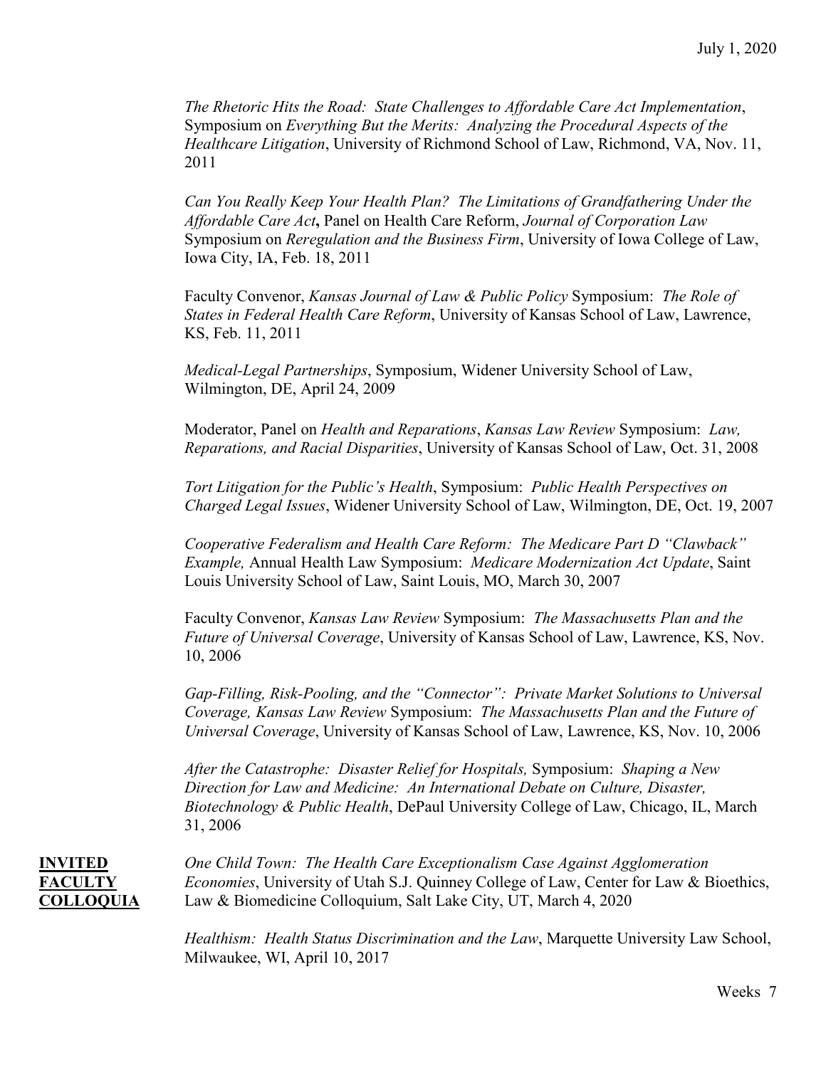*The Rhetoric Hits the Road: State Challenges to Affordable Care Act Implementation*, Symposium on *Everything But the Merits: Analyzing the Procedural Aspects of the Healthcare Litigation*, University of Richmond School of Law, Richmond, VA, Nov. 11, 2011

*Can You Really Keep Your Health Plan? The Limitations of Grandfathering Under the Affordable Care Act***,** Panel on Health Care Reform, *Journal of Corporation Law* Symposium on *Reregulation and the Business Firm*, University of Iowa College of Law, Iowa City, IA, Feb. 18, 2011

Faculty Convenor, *Kansas Journal of Law & Public Policy* Symposium: *The Role of States in Federal Health Care Reform*, University of Kansas School of Law, Lawrence, KS, Feb. 11, 2011

*Medical-Legal Partnerships*, Symposium, Widener University School of Law, Wilmington, DE, April 24, 2009

Moderator, Panel on *Health and Reparations*, *Kansas Law Review* Symposium: *Law, Reparations, and Racial Disparities*, University of Kansas School of Law, Oct. 31, 2008

*Tort Litigation for the Public's Health*, Symposium: *Public Health Perspectives on Charged Legal Issues*, Widener University School of Law, Wilmington, DE, Oct. 19, 2007

*Cooperative Federalism and Health Care Reform: The Medicare Part D "Clawback" Example,* Annual Health Law Symposium: *Medicare Modernization Act Update*, Saint Louis University School of Law, Saint Louis, MO, March 30, 2007

Faculty Convenor, *Kansas Law Review* Symposium: *The Massachusetts Plan and the Future of Universal Coverage*, University of Kansas School of Law, Lawrence, KS, Nov. 10, 2006

*Gap-Filling, Risk-Pooling, and the "Connector": Private Market Solutions to Universal Coverage, Kansas Law Review* Symposium: *The Massachusetts Plan and the Future of Universal Coverage*, University of Kansas School of Law, Lawrence, KS, Nov. 10, 2006

*After the Catastrophe: Disaster Relief for Hospitals,* Symposium: *Shaping a New Direction for Law and Medicine: An International Debate on Culture, Disaster, Biotechnology & Public Health*, DePaul University College of Law, Chicago, IL, March 31, 2006

**INVITED FACULTY COLLOQUIA**

*One Child Town: The Health Care Exceptionalism Case Against Agglomeration Economies*, University of Utah S.J. Quinney College of Law, Center for Law & Bioethics, Law & Biomedicine Colloquium, Salt Lake City, UT, March 4, 2020

*Healthism: Health Status Discrimination and the Law*, Marquette University Law School, Milwaukee, WI, April 10, 2017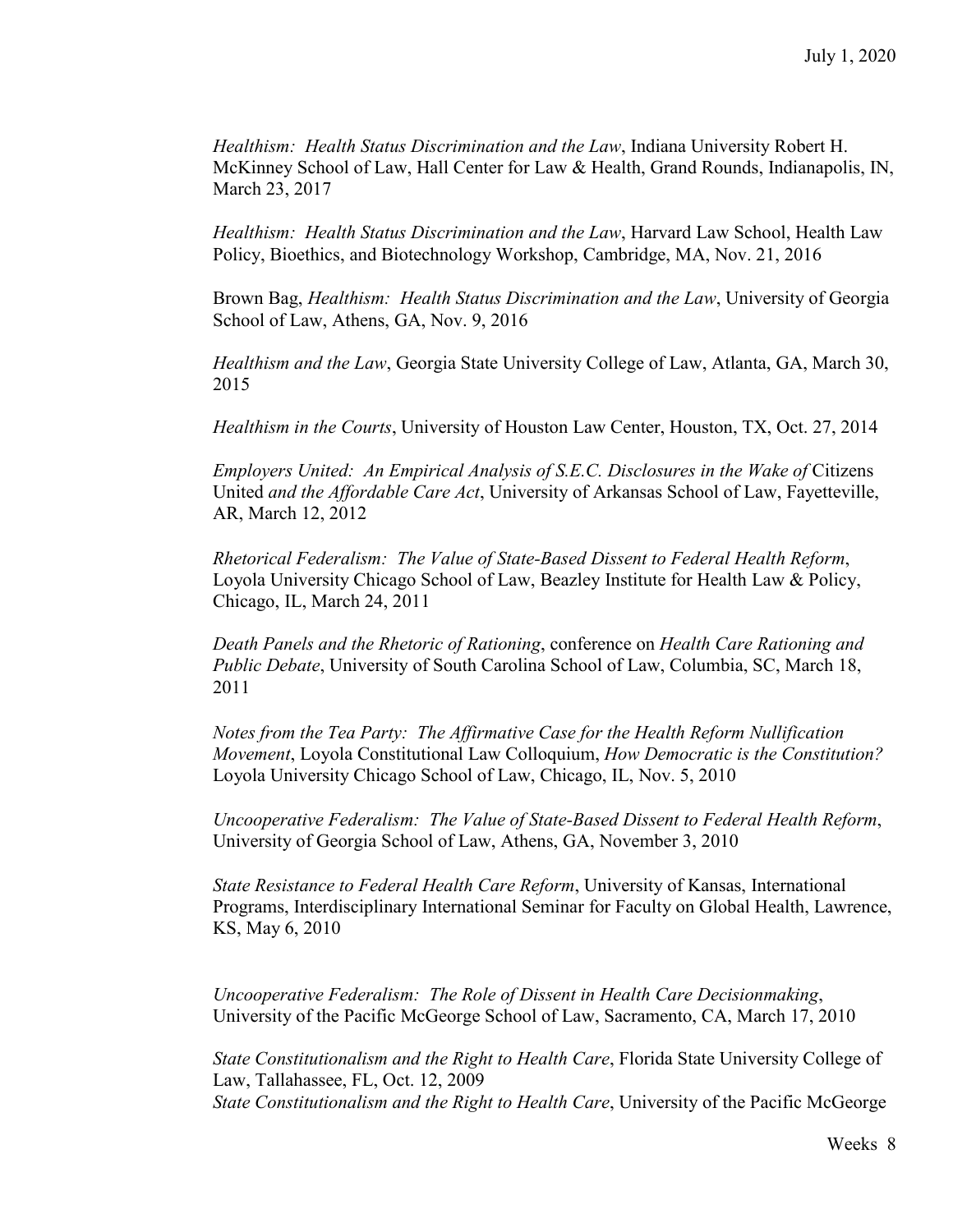*Healthism: Health Status Discrimination and the Law*, Indiana University Robert H. McKinney School of Law, Hall Center for Law & Health, Grand Rounds, Indianapolis, IN, March 23, 2017

*Healthism: Health Status Discrimination and the Law*, Harvard Law School, Health Law Policy, Bioethics, and Biotechnology Workshop, Cambridge, MA, Nov. 21, 2016

Brown Bag, *Healthism: Health Status Discrimination and the Law*, University of Georgia School of Law, Athens, GA, Nov. 9, 2016

*Healthism and the Law*, Georgia State University College of Law, Atlanta, GA, March 30, 2015

*Healthism in the Courts*, University of Houston Law Center, Houston, TX, Oct. 27, 2014

*Employers United: An Empirical Analysis of S.E.C. Disclosures in the Wake of* Citizens United *and the Affordable Care Act*, University of Arkansas School of Law, Fayetteville, AR, March 12, 2012

*Rhetorical Federalism: The Value of State-Based Dissent to Federal Health Reform*, Loyola University Chicago School of Law, Beazley Institute for Health Law & Policy, Chicago, IL, March 24, 2011

*Death Panels and the Rhetoric of Rationing*, conference on *Health Care Rationing and Public Debate*, University of South Carolina School of Law, Columbia, SC, March 18, 2011

*Notes from the Tea Party: The Affirmative Case for the Health Reform Nullification Movement*, Loyola Constitutional Law Colloquium, *How Democratic is the Constitution?* Loyola University Chicago School of Law, Chicago, IL, Nov. 5, 2010

*Uncooperative Federalism: The Value of State-Based Dissent to Federal Health Reform*, University of Georgia School of Law, Athens, GA, November 3, 2010

*State Resistance to Federal Health Care Reform*, University of Kansas, International Programs, Interdisciplinary International Seminar for Faculty on Global Health, Lawrence, KS, May 6, 2010

*Uncooperative Federalism: The Role of Dissent in Health Care Decisionmaking*, University of the Pacific McGeorge School of Law, Sacramento, CA, March 17, 2010

*State Constitutionalism and the Right to Health Care*, Florida State University College of Law, Tallahassee, FL, Oct. 12, 2009

*State Constitutionalism and the Right to Health Care*, University of the Pacific McGeorge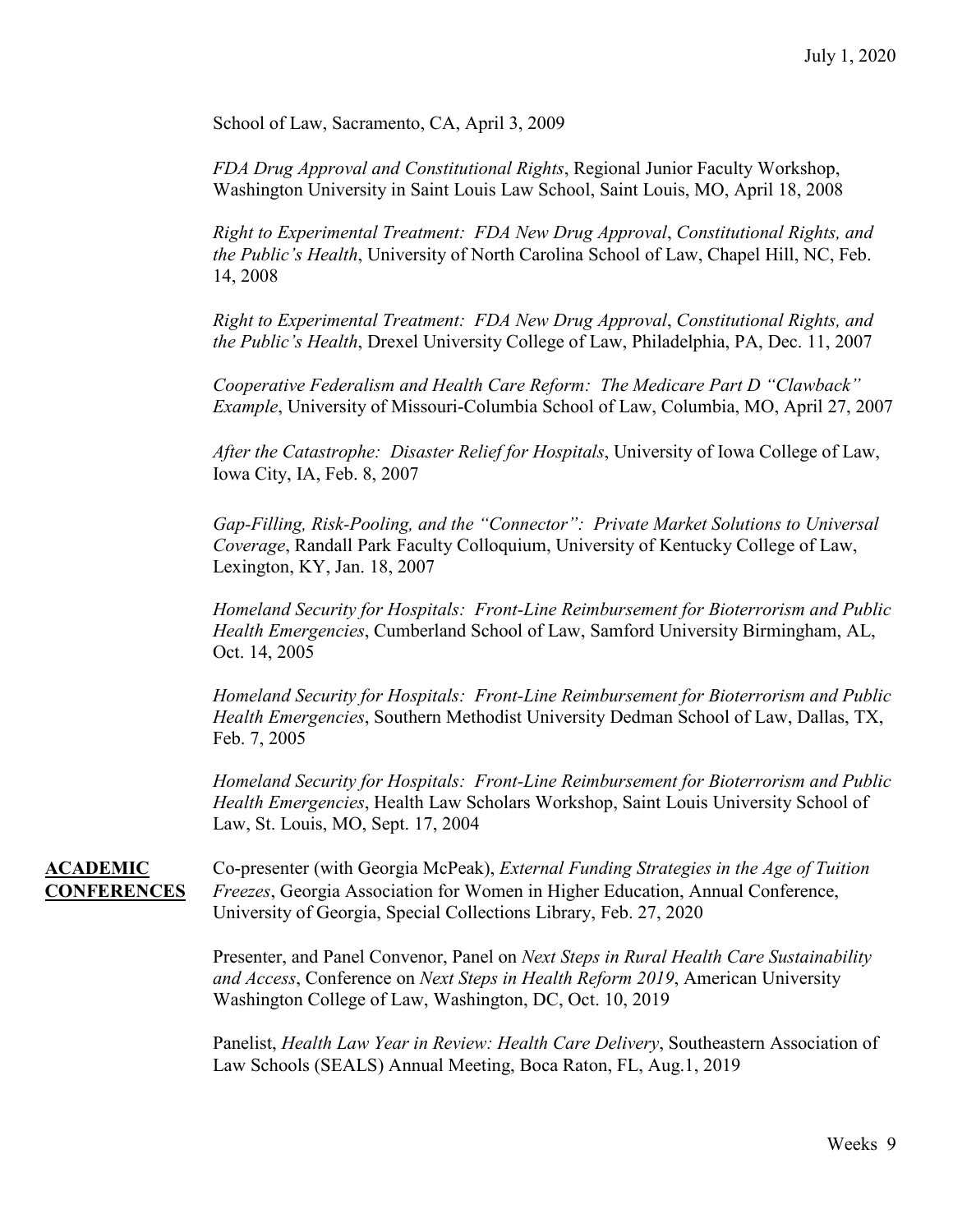School of Law, Sacramento, CA, April 3, 2009

*FDA Drug Approval and Constitutional Rights*, Regional Junior Faculty Workshop, Washington University in Saint Louis Law School, Saint Louis, MO, April 18, 2008

*Right to Experimental Treatment: FDA New Drug Approval*, *Constitutional Rights, and the Public's Health*, University of North Carolina School of Law, Chapel Hill, NC, Feb. 14, 2008

*Right to Experimental Treatment: FDA New Drug Approval*, *Constitutional Rights, and the Public's Health*, Drexel University College of Law, Philadelphia, PA, Dec. 11, 2007

*Cooperative Federalism and Health Care Reform: The Medicare Part D "Clawback" Example*, University of Missouri-Columbia School of Law, Columbia, MO, April 27, 2007

*After the Catastrophe: Disaster Relief for Hospitals*, University of Iowa College of Law, Iowa City, IA, Feb. 8, 2007

*Gap-Filling, Risk-Pooling, and the "Connector": Private Market Solutions to Universal Coverage*, Randall Park Faculty Colloquium, University of Kentucky College of Law, Lexington, KY, Jan. 18, 2007

*Homeland Security for Hospitals: Front-Line Reimbursement for Bioterrorism and Public Health Emergencies*, Cumberland School of Law, Samford University Birmingham, AL, Oct. 14, 2005

*Homeland Security for Hospitals: Front-Line Reimbursement for Bioterrorism and Public Health Emergencies*, Southern Methodist University Dedman School of Law, Dallas, TX, Feb. 7, 2005

*Homeland Security for Hospitals: Front-Line Reimbursement for Bioterrorism and Public Health Emergencies*, Health Law Scholars Workshop, Saint Louis University School of Law, St. Louis, MO, Sept. 17, 2004

**ACADEMIC CONFERENCES**

Co-presenter (with Georgia McPeak), *External Funding Strategies in the Age of Tuition Freezes*, Georgia Association for Women in Higher Education, Annual Conference, University of Georgia, Special Collections Library, Feb. 27, 2020

Presenter, and Panel Convenor, Panel on *Next Steps in Rural Health Care Sustainability and Access*, Conference on *Next Steps in Health Reform 2019*, American University Washington College of Law, Washington, DC, Oct. 10, 2019

Panelist, *Health Law Year in Review: Health Care Delivery*, Southeastern Association of Law Schools (SEALS) Annual Meeting, Boca Raton, FL, Aug.1, 2019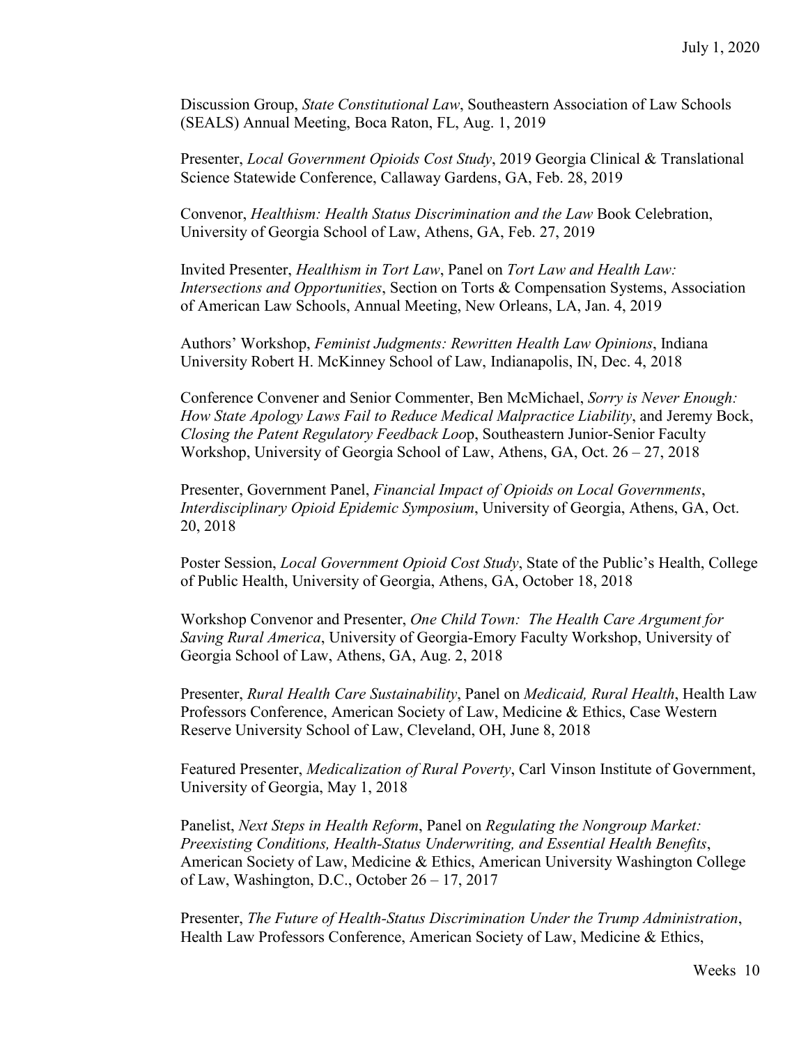Discussion Group, *State Constitutional Law*, Southeastern Association of Law Schools (SEALS) Annual Meeting, Boca Raton, FL, Aug. 1, 2019

Presenter, *Local Government Opioids Cost Study*, 2019 Georgia Clinical & Translational Science Statewide Conference, Callaway Gardens, GA, Feb. 28, 2019

Convenor, *Healthism: Health Status Discrimination and the Law* Book Celebration, University of Georgia School of Law, Athens, GA, Feb. 27, 2019

Invited Presenter, *Healthism in Tort Law*, Panel on *Tort Law and Health Law: Intersections and Opportunities*, Section on Torts & Compensation Systems, Association of American Law Schools, Annual Meeting, New Orleans, LA, Jan. 4, 2019

Authors' Workshop, *Feminist Judgments: Rewritten Health Law Opinions*, Indiana University Robert H. McKinney School of Law, Indianapolis, IN, Dec. 4, 2018

Conference Convener and Senior Commenter, Ben McMichael, *Sorry is Never Enough: How State Apology Laws Fail to Reduce Medical Malpractice Liability*, and Jeremy Bock, *Closing the Patent Regulatory Feedback Loo*p, Southeastern Junior-Senior Faculty Workshop, University of Georgia School of Law, Athens, GA, Oct. 26 – 27, 2018

Presenter, Government Panel, *Financial Impact of Opioids on Local Governments*, *Interdisciplinary Opioid Epidemic Symposium*, University of Georgia, Athens, GA, Oct. 20, 2018

Poster Session, *Local Government Opioid Cost Study*, State of the Public's Health, College of Public Health, University of Georgia, Athens, GA, October 18, 2018

Workshop Convenor and Presenter, *One Child Town: The Health Care Argument for Saving Rural America*, University of Georgia-Emory Faculty Workshop, University of Georgia School of Law, Athens, GA, Aug. 2, 2018

Presenter, *Rural Health Care Sustainability*, Panel on *Medicaid, Rural Health*, Health Law Professors Conference, American Society of Law, Medicine & Ethics, Case Western Reserve University School of Law, Cleveland, OH, June 8, 2018

Featured Presenter, *Medicalization of Rural Poverty*, Carl Vinson Institute of Government, University of Georgia, May 1, 2018

Panelist, *Next Steps in Health Reform*, Panel on *Regulating the Nongroup Market: Preexisting Conditions, Health-Status Underwriting, and Essential Health Benefits*, American Society of Law, Medicine & Ethics, American University Washington College of Law, Washington, D.C., October 26 – 17, 2017

Presenter, *The Future of Health-Status Discrimination Under the Trump Administration*, Health Law Professors Conference, American Society of Law, Medicine & Ethics,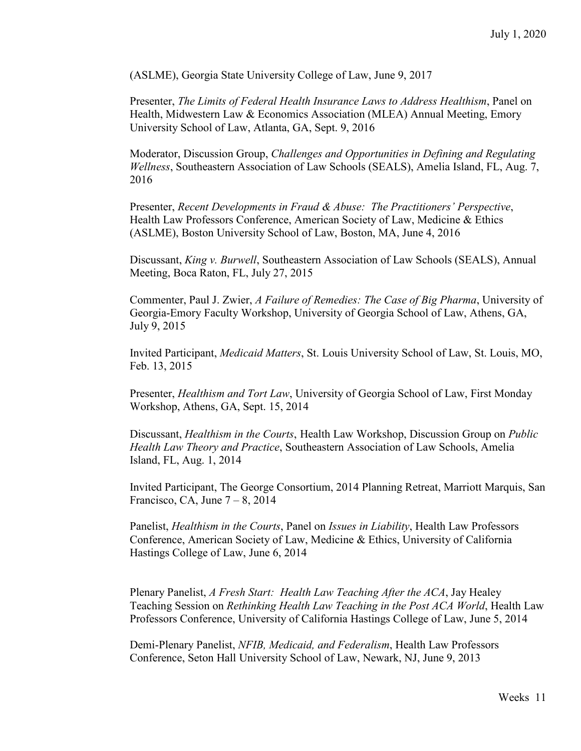(ASLME), Georgia State University College of Law, June 9, 2017

Presenter, *The Limits of Federal Health Insurance Laws to Address Healthism*, Panel on Health, Midwestern Law & Economics Association (MLEA) Annual Meeting, Emory University School of Law, Atlanta, GA, Sept. 9, 2016

Moderator, Discussion Group, *Challenges and Opportunities in Defining and Regulating Wellness*, Southeastern Association of Law Schools (SEALS), Amelia Island, FL, Aug. 7, 2016

Presenter, *Recent Developments in Fraud & Abuse: The Practitioners' Perspective*, Health Law Professors Conference, American Society of Law, Medicine & Ethics (ASLME), Boston University School of Law, Boston, MA, June 4, 2016

Discussant, *King v. Burwell*, Southeastern Association of Law Schools (SEALS), Annual Meeting, Boca Raton, FL, July 27, 2015

Commenter, Paul J. Zwier, *A Failure of Remedies: The Case of Big Pharma*, University of Georgia-Emory Faculty Workshop, University of Georgia School of Law, Athens, GA, July 9, 2015

Invited Participant, *Medicaid Matters*, St. Louis University School of Law, St. Louis, MO, Feb. 13, 2015

Presenter, *Healthism and Tort Law*, University of Georgia School of Law, First Monday Workshop, Athens, GA, Sept. 15, 2014

Discussant, *Healthism in the Courts*, Health Law Workshop, Discussion Group on *Public Health Law Theory and Practice*, Southeastern Association of Law Schools, Amelia Island, FL, Aug. 1, 2014

Invited Participant, The George Consortium, 2014 Planning Retreat, Marriott Marquis, San Francisco, CA, June 7 – 8, 2014

Panelist, *Healthism in the Courts*, Panel on *Issues in Liability*, Health Law Professors Conference, American Society of Law, Medicine & Ethics, University of California Hastings College of Law, June 6, 2014

Plenary Panelist, *A Fresh Start: Health Law Teaching After the ACA*, Jay Healey Teaching Session on *Rethinking Health Law Teaching in the Post ACA World*, Health Law Professors Conference, University of California Hastings College of Law, June 5, 2014

Demi-Plenary Panelist, *NFIB, Medicaid, and Federalism*, Health Law Professors Conference, Seton Hall University School of Law, Newark, NJ, June 9, 2013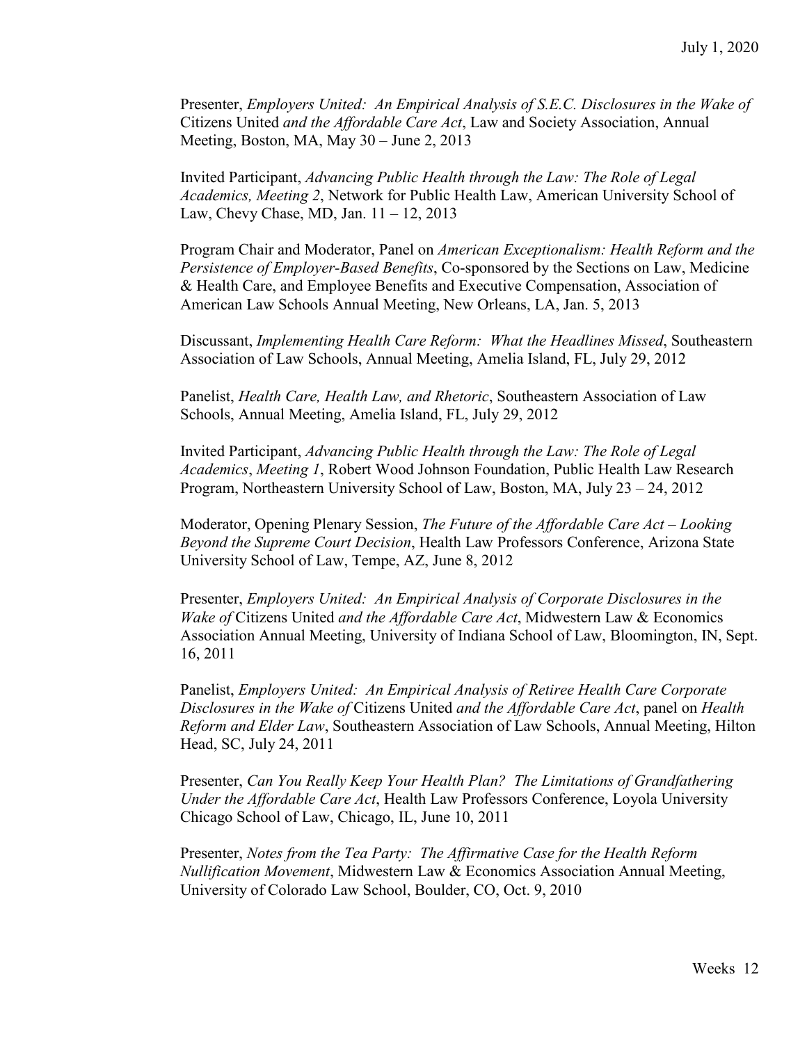Presenter, *Employers United: An Empirical Analysis of S.E.C. Disclosures in the Wake of* Citizens United *and the Affordable Care Act*, Law and Society Association, Annual Meeting, Boston, MA, May 30 – June 2, 2013

Invited Participant, *Advancing Public Health through the Law: The Role of Legal Academics, Meeting 2*, Network for Public Health Law, American University School of Law, Chevy Chase, MD, Jan. 11 – 12, 2013

Program Chair and Moderator, Panel on *American Exceptionalism: Health Reform and the Persistence of Employer-Based Benefits*, Co-sponsored by the Sections on Law, Medicine & Health Care, and Employee Benefits and Executive Compensation, Association of American Law Schools Annual Meeting, New Orleans, LA, Jan. 5, 2013

Discussant, *Implementing Health Care Reform: What the Headlines Missed*, Southeastern Association of Law Schools, Annual Meeting, Amelia Island, FL, July 29, 2012

Panelist, *Health Care, Health Law, and Rhetoric*, Southeastern Association of Law Schools, Annual Meeting, Amelia Island, FL, July 29, 2012

Invited Participant, *Advancing Public Health through the Law: The Role of Legal Academics*, *Meeting 1*, Robert Wood Johnson Foundation, Public Health Law Research Program, Northeastern University School of Law, Boston, MA, July 23 – 24, 2012

Moderator, Opening Plenary Session, *The Future of the Affordable Care Act – Looking Beyond the Supreme Court Decision*, Health Law Professors Conference, Arizona State University School of Law, Tempe, AZ, June 8, 2012

Presenter, *Employers United: An Empirical Analysis of Corporate Disclosures in the Wake of* Citizens United *and the Affordable Care Act*, Midwestern Law & Economics Association Annual Meeting, University of Indiana School of Law, Bloomington, IN, Sept. 16, 2011

Panelist, *Employers United: An Empirical Analysis of Retiree Health Care Corporate Disclosures in the Wake of* Citizens United *and the Affordable Care Act*, panel on *Health Reform and Elder Law*, Southeastern Association of Law Schools, Annual Meeting, Hilton Head, SC, July 24, 2011

Presenter, *Can You Really Keep Your Health Plan? The Limitations of Grandfathering Under the Affordable Care Act*, Health Law Professors Conference, Loyola University Chicago School of Law, Chicago, IL, June 10, 2011

Presenter, *Notes from the Tea Party: The Affirmative Case for the Health Reform Nullification Movement*, Midwestern Law & Economics Association Annual Meeting, University of Colorado Law School, Boulder, CO, Oct. 9, 2010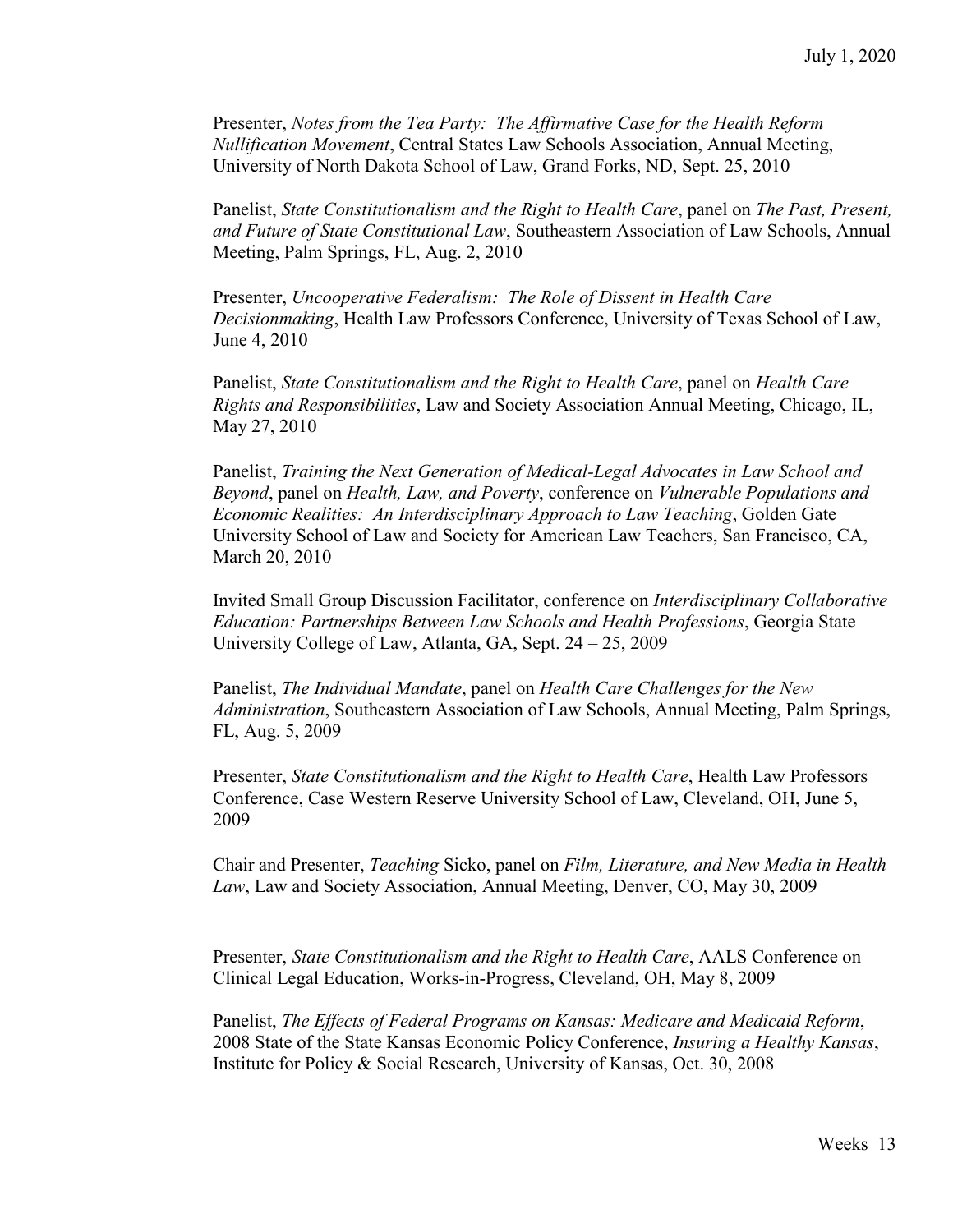Presenter, *Notes from the Tea Party: The Affirmative Case for the Health Reform Nullification Movement*, Central States Law Schools Association, Annual Meeting, University of North Dakota School of Law, Grand Forks, ND, Sept. 25, 2010

Panelist, *State Constitutionalism and the Right to Health Care*, panel on *The Past, Present, and Future of State Constitutional Law*, Southeastern Association of Law Schools, Annual Meeting, Palm Springs, FL, Aug. 2, 2010

Presenter, *Uncooperative Federalism: The Role of Dissent in Health Care Decisionmaking*, Health Law Professors Conference, University of Texas School of Law, June 4, 2010

Panelist, *State Constitutionalism and the Right to Health Care*, panel on *Health Care Rights and Responsibilities*, Law and Society Association Annual Meeting, Chicago, IL, May 27, 2010

Panelist, *Training the Next Generation of Medical-Legal Advocates in Law School and Beyond*, panel on *Health, Law, and Poverty*, conference on *Vulnerable Populations and Economic Realities: An Interdisciplinary Approach to Law Teaching*, Golden Gate University School of Law and Society for American Law Teachers, San Francisco, CA, March 20, 2010

Invited Small Group Discussion Facilitator, conference on *Interdisciplinary Collaborative Education: Partnerships Between Law Schools and Health Professions*, Georgia State University College of Law, Atlanta, GA, Sept. 24 – 25, 2009

Panelist, *The Individual Mandate*, panel on *Health Care Challenges for the New Administration*, Southeastern Association of Law Schools, Annual Meeting, Palm Springs, FL, Aug. 5, 2009

Presenter, *State Constitutionalism and the Right to Health Care*, Health Law Professors Conference, Case Western Reserve University School of Law, Cleveland, OH, June 5, 2009

Chair and Presenter, *Teaching* Sicko, panel on *Film, Literature, and New Media in Health Law*, Law and Society Association, Annual Meeting, Denver, CO, May 30, 2009

Presenter, *State Constitutionalism and the Right to Health Care*, AALS Conference on Clinical Legal Education, Works-in-Progress, Cleveland, OH, May 8, 2009

Panelist, *The Effects of Federal Programs on Kansas: Medicare and Medicaid Reform*, 2008 State of the State Kansas Economic Policy Conference, *Insuring a Healthy Kansas*, Institute for Policy & Social Research, University of Kansas, Oct. 30, 2008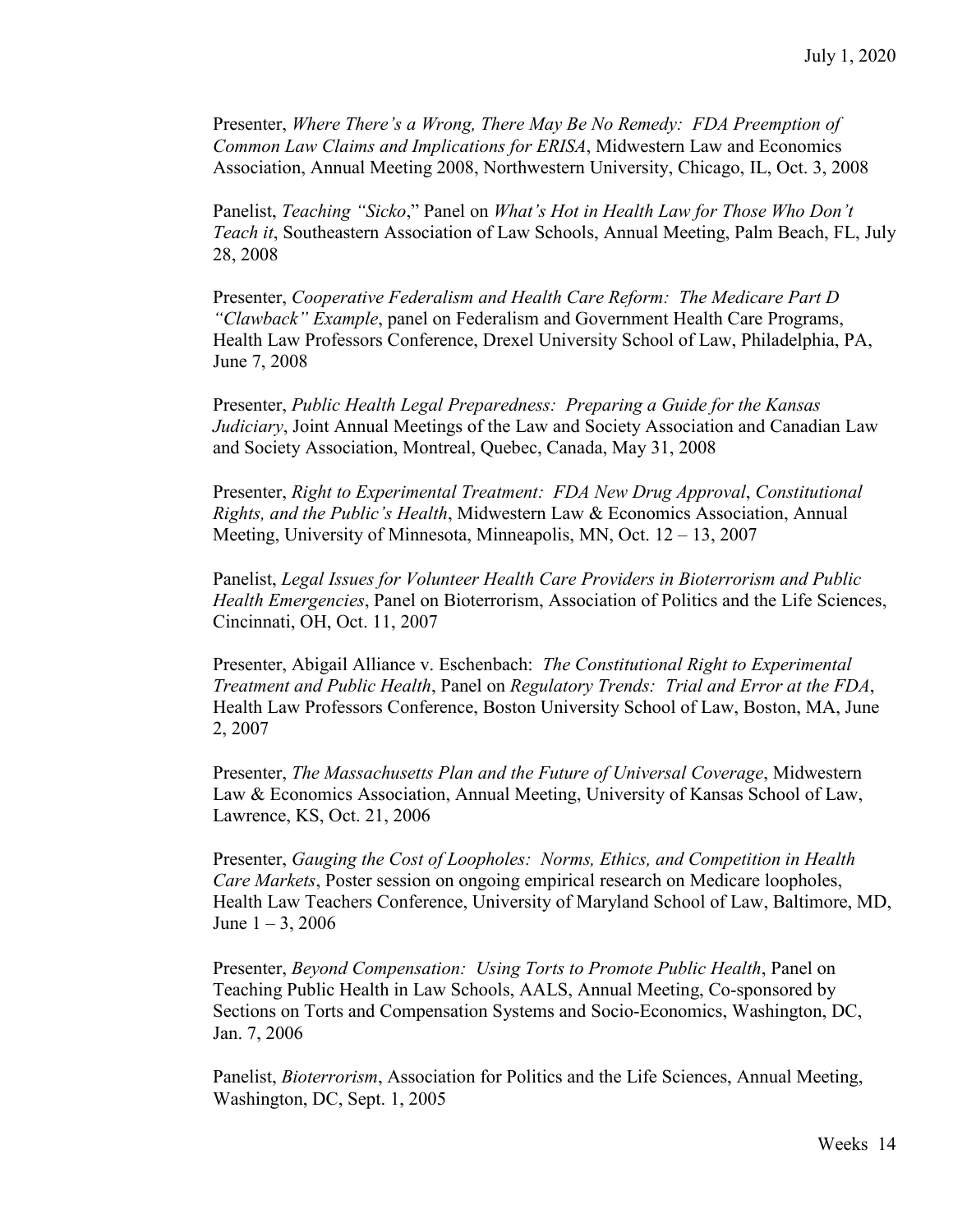Presenter, *Where There's a Wrong, There May Be No Remedy: FDA Preemption of Common Law Claims and Implications for ERISA*, Midwestern Law and Economics Association, Annual Meeting 2008, Northwestern University, Chicago, IL, Oct. 3, 2008

Panelist, *Teaching "Sicko*," Panel on *What's Hot in Health Law for Those Who Don't Teach it*, Southeastern Association of Law Schools, Annual Meeting, Palm Beach, FL, July 28, 2008

Presenter, *Cooperative Federalism and Health Care Reform: The Medicare Part D "Clawback" Example*, panel on Federalism and Government Health Care Programs, Health Law Professors Conference, Drexel University School of Law, Philadelphia, PA, June 7, 2008

Presenter, *Public Health Legal Preparedness: Preparing a Guide for the Kansas Judiciary*, Joint Annual Meetings of the Law and Society Association and Canadian Law and Society Association, Montreal, Quebec, Canada, May 31, 2008

Presenter, *Right to Experimental Treatment: FDA New Drug Approval*, *Constitutional Rights, and the Public's Health*, Midwestern Law & Economics Association, Annual Meeting, University of Minnesota, Minneapolis, MN, Oct. 12 – 13, 2007

Panelist, *Legal Issues for Volunteer Health Care Providers in Bioterrorism and Public Health Emergencies*, Panel on Bioterrorism, Association of Politics and the Life Sciences, Cincinnati, OH, Oct. 11, 2007

Presenter, Abigail Alliance v. Eschenbach: *The Constitutional Right to Experimental Treatment and Public Health*, Panel on *Regulatory Trends: Trial and Error at the FDA*, Health Law Professors Conference, Boston University School of Law, Boston, MA, June 2, 2007

Presenter, *The Massachusetts Plan and the Future of Universal Coverage*, Midwestern Law & Economics Association, Annual Meeting, University of Kansas School of Law, Lawrence, KS, Oct. 21, 2006

Presenter, *Gauging the Cost of Loopholes: Norms, Ethics, and Competition in Health Care Markets*, Poster session on ongoing empirical research on Medicare loopholes, Health Law Teachers Conference, University of Maryland School of Law, Baltimore, MD, June 1 – 3, 2006

Presenter, *Beyond Compensation: Using Torts to Promote Public Health*, Panel on Teaching Public Health in Law Schools, AALS, Annual Meeting, Co-sponsored by Sections on Torts and Compensation Systems and Socio-Economics, Washington, DC, Jan. 7, 2006

Panelist, *Bioterrorism*, Association for Politics and the Life Sciences, Annual Meeting, Washington, DC, Sept. 1, 2005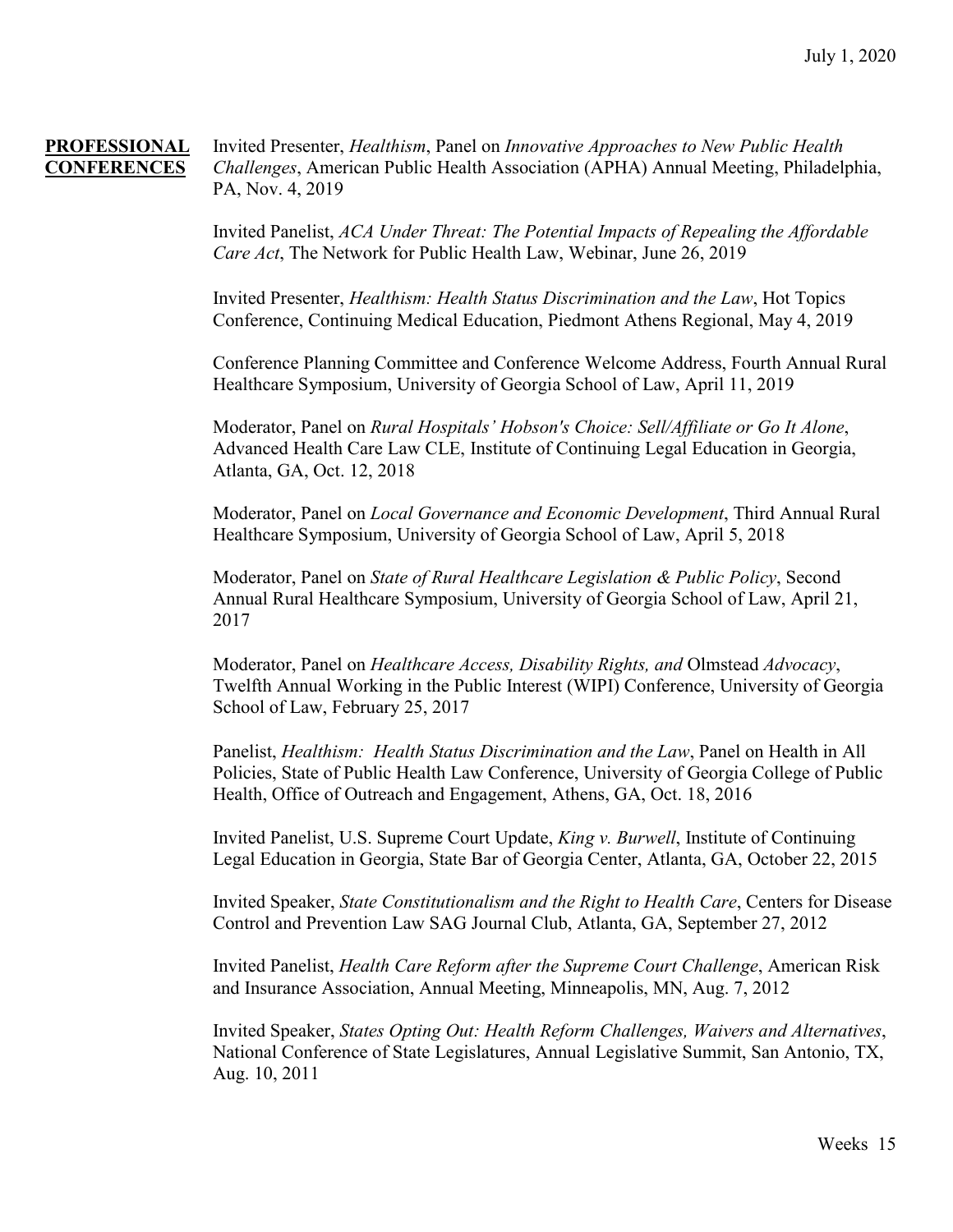**PROFESSIONAL CONFERENCES**

Invited Presenter, *Healthism*, Panel on *Innovative Approaches to New Public Health Challenges*, American Public Health Association (APHA) Annual Meeting, Philadelphia, PA, Nov. 4, 2019

Invited Panelist, *ACA Under Threat: The Potential Impacts of Repealing the Affordable Care Act*, The Network for Public Health Law, Webinar, June 26, 2019

Invited Presenter, *Healthism: Health Status Discrimination and the Law*, Hot Topics Conference, Continuing Medical Education, Piedmont Athens Regional, May 4, 2019

Conference Planning Committee and Conference Welcome Address, Fourth Annual Rural Healthcare Symposium, University of Georgia School of Law, April 11, 2019

Moderator, Panel on *Rural Hospitals' Hobson's Choice: Sell/Affiliate or Go It Alone*, Advanced Health Care Law CLE, Institute of Continuing Legal Education in Georgia, Atlanta, GA, Oct. 12, 2018

Moderator, Panel on *Local Governance and Economic Development*, Third Annual Rural Healthcare Symposium, University of Georgia School of Law, April 5, 2018

Moderator, Panel on *State of Rural Healthcare Legislation & Public Policy*, Second Annual Rural Healthcare Symposium, University of Georgia School of Law, April 21, 2017

Moderator, Panel on *Healthcare Access, Disability Rights, and* Olmstead *Advocacy*, Twelfth Annual Working in the Public Interest (WIPI) Conference, University of Georgia School of Law, February 25, 2017

Panelist, *Healthism: Health Status Discrimination and the Law*, Panel on Health in All Policies, State of Public Health Law Conference, University of Georgia College of Public Health, Office of Outreach and Engagement, Athens, GA, Oct. 18, 2016

Invited Panelist, U.S. Supreme Court Update, *King v. Burwell*, Institute of Continuing Legal Education in Georgia, State Bar of Georgia Center, Atlanta, GA, October 22, 2015

Invited Speaker, *State Constitutionalism and the Right to Health Care*, Centers for Disease Control and Prevention Law SAG Journal Club, Atlanta, GA, September 27, 2012

Invited Panelist, *Health Care Reform after the Supreme Court Challenge*, American Risk and Insurance Association, Annual Meeting, Minneapolis, MN, Aug. 7, 2012

Invited Speaker, *States Opting Out: Health Reform Challenges, Waivers and Alternatives*, National Conference of State Legislatures, Annual Legislative Summit, San Antonio, TX, Aug. 10, 2011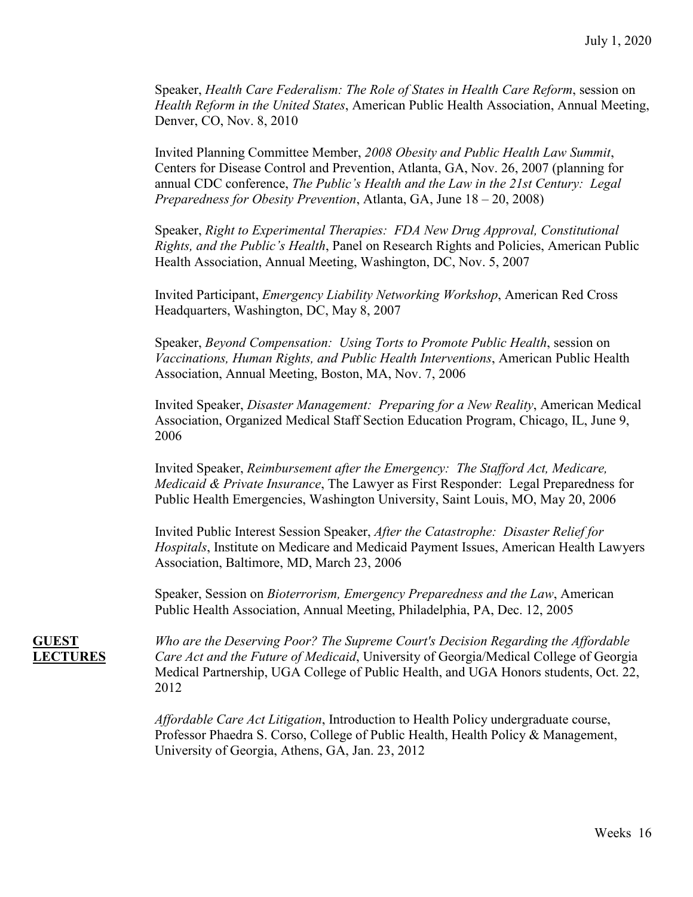Speaker, *Health Care Federalism: The Role of States in Health Care Reform*, session on *Health Reform in the United States*, American Public Health Association, Annual Meeting, Denver, CO, Nov. 8, 2010

Invited Planning Committee Member, *2008 Obesity and Public Health Law Summit*, Centers for Disease Control and Prevention, Atlanta, GA, Nov. 26, 2007 (planning for annual CDC conference, *The Public's Health and the Law in the 21st Century: Legal Preparedness for Obesity Prevention*, Atlanta, GA, June 18 – 20, 2008)

Speaker, *Right to Experimental Therapies: FDA New Drug Approval, Constitutional Rights, and the Public's Health*, Panel on Research Rights and Policies, American Public Health Association, Annual Meeting, Washington, DC, Nov. 5, 2007

Invited Participant, *Emergency Liability Networking Workshop*, American Red Cross Headquarters, Washington, DC, May 8, 2007

Speaker, *Beyond Compensation: Using Torts to Promote Public Health*, session on *Vaccinations, Human Rights, and Public Health Interventions*, American Public Health Association, Annual Meeting, Boston, MA, Nov. 7, 2006

Invited Speaker, *Disaster Management: Preparing for a New Reality*, American Medical Association, Organized Medical Staff Section Education Program, Chicago, IL, June 9, 2006

Invited Speaker, *Reimbursement after the Emergency: The Stafford Act, Medicare, Medicaid & Private Insurance*, The Lawyer as First Responder: Legal Preparedness for Public Health Emergencies, Washington University, Saint Louis, MO, May 20, 2006

Invited Public Interest Session Speaker, *After the Catastrophe: Disaster Relief for Hospitals*, Institute on Medicare and Medicaid Payment Issues, American Health Lawyers Association, Baltimore, MD, March 23, 2006

Speaker, Session on *Bioterrorism, Emergency Preparedness and the Law*, American Public Health Association, Annual Meeting, Philadelphia, PA, Dec. 12, 2005

## **GUEST LECTURES**

*Who are the Deserving Poor? The Supreme Court's Decision Regarding the Affordable Care Act and the Future of Medicaid*, University of Georgia/Medical College of Georgia Medical Partnership, UGA College of Public Health, and UGA Honors students, Oct. 22, 2012

*Affordable Care Act Litigation*, Introduction to Health Policy undergraduate course, Professor Phaedra S. Corso, College of Public Health, Health Policy & Management, University of Georgia, Athens, GA, Jan. 23, 2012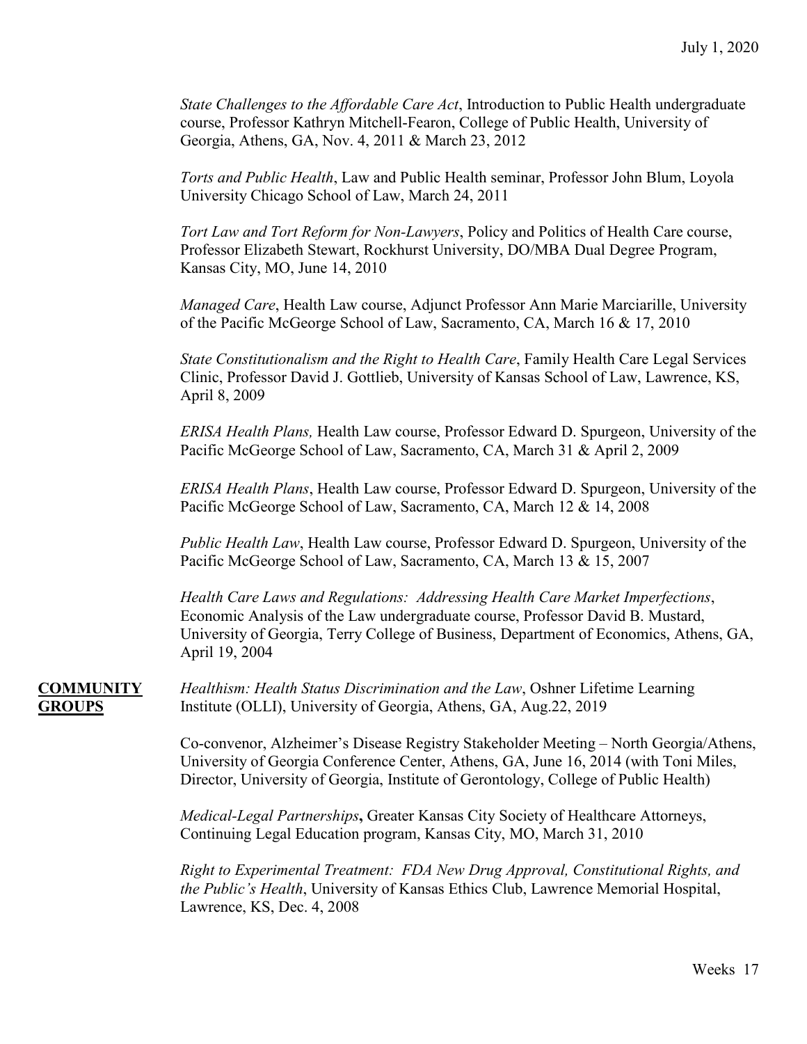*State Challenges to the Affordable Care Act*, Introduction to Public Health undergraduate course, Professor Kathryn Mitchell-Fearon, College of Public Health, University of Georgia, Athens, GA, Nov. 4, 2011 & March 23, 2012

*Torts and Public Health*, Law and Public Health seminar, Professor John Blum, Loyola University Chicago School of Law, March 24, 2011

*Tort Law and Tort Reform for Non-Lawyers*, Policy and Politics of Health Care course, Professor Elizabeth Stewart, Rockhurst University, DO/MBA Dual Degree Program, Kansas City, MO, June 14, 2010

*Managed Care*, Health Law course, Adjunct Professor Ann Marie Marciarille, University of the Pacific McGeorge School of Law, Sacramento, CA, March 16 & 17, 2010

*State Constitutionalism and the Right to Health Care*, Family Health Care Legal Services Clinic, Professor David J. Gottlieb, University of Kansas School of Law, Lawrence, KS, April 8, 2009

*ERISA Health Plans,* Health Law course, Professor Edward D. Spurgeon, University of the Pacific McGeorge School of Law, Sacramento, CA, March 31 & April 2, 2009

*ERISA Health Plans*, Health Law course, Professor Edward D. Spurgeon, University of the Pacific McGeorge School of Law, Sacramento, CA, March 12 & 14, 2008

*Public Health Law*, Health Law course, Professor Edward D. Spurgeon, University of the Pacific McGeorge School of Law, Sacramento, CA, March 13 & 15, 2007

*Health Care Laws and Regulations: Addressing Health Care Market Imperfections*, Economic Analysis of the Law undergraduate course, Professor David B. Mustard, University of Georgia, Terry College of Business, Department of Economics, Athens, GA, April 19, 2004

## COMMUNITY GROUPS

*Healthism: Health Status Discrimination and the Law*, Oshner Lifetime Learning Institute (OLLI), University of Georgia, Athens, GA, Aug.22, 2019

Co-convenor, Alzheimer's Disease Registry Stakeholder Meeting – North Georgia/Athens, University of Georgia Conference Center, Athens, GA, June 16, 2014 (with Toni Miles, Director, University of Georgia, Institute of Gerontology, College of Public Health)

*Medical-Legal Partnerships***,** Greater Kansas City Society of Healthcare Attorneys, Continuing Legal Education program, Kansas City, MO, March 31, 2010

*Right to Experimental Treatment: FDA New Drug Approval, Constitutional Rights, and the Public's Health*, University of Kansas Ethics Club, Lawrence Memorial Hospital, Lawrence, KS, Dec. 4, 2008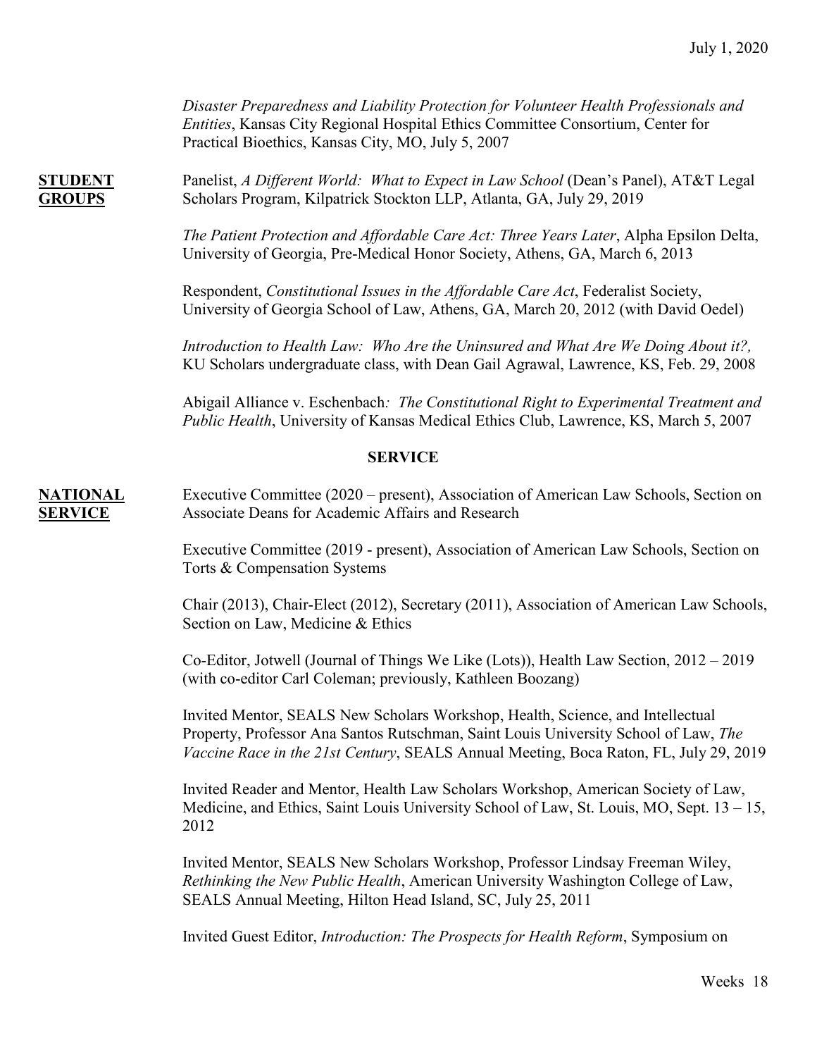*Disaster Preparedness and Liability Protection for Volunteer Health Professionals and Entities*, Kansas City Regional Hospital Ethics Committee Consortium, Center for Practical Bioethics, Kansas City, MO, July 5, 2007

**STUDENT GROUPS**

Panelist, *A Different World: What to Expect in Law School* (Dean's Panel), AT&T Legal Scholars Program, Kilpatrick Stockton LLP, Atlanta, GA, July 29, 2019

*The Patient Protection and Affordable Care Act: Three Years Later*, Alpha Epsilon Delta, University of Georgia, Pre-Medical Honor Society, Athens, GA, March 6, 2013

Respondent, *Constitutional Issues in the Affordable Care Act*, Federalist Society, University of Georgia School of Law, Athens, GA, March 20, 2012 (with David Oedel)

*Introduction to Health Law: Who Are the Uninsured and What Are We Doing About it?,* KU Scholars undergraduate class, with Dean Gail Agrawal, Lawrence, KS, Feb. 29, 2008

Abigail Alliance v. Eschenbach*: The Constitutional Right to Experimental Treatment and Public Health*, University of Kansas Medical Ethics Club, Lawrence, KS, March 5, 2007

## SERVICE

**NATIONAL SERVICE**

Executive Committee (2020 – present), Association of American Law Schools, Section on Associate Deans for Academic Affairs and Research

Executive Committee (2019 - present), Association of American Law Schools, Section on Torts & Compensation Systems

Chair (2013), Chair-Elect (2012), Secretary (2011), Association of American Law Schools, Section on Law, Medicine & Ethics

Co-Editor, Jotwell (Journal of Things We Like (Lots)), Health Law Section, 2012 – 2019 (with co-editor Carl Coleman; previously, Kathleen Boozang)

Invited Mentor, SEALS New Scholars Workshop, Health, Science, and Intellectual Property, Professor Ana Santos Rutschman, Saint Louis University School of Law, *The Vaccine Race in the 21st Century*, SEALS Annual Meeting, Boca Raton, FL, July 29, 2019

Invited Reader and Mentor, Health Law Scholars Workshop, American Society of Law, Medicine, and Ethics, Saint Louis University School of Law, St. Louis, MO, Sept. 13 – 15, 2012

Invited Mentor, SEALS New Scholars Workshop, Professor Lindsay Freeman Wiley, *Rethinking the New Public Health*, American University Washington College of Law, SEALS Annual Meeting, Hilton Head Island, SC, July 25, 2011

Invited Guest Editor, *Introduction: The Prospects for Health Reform*, Symposium on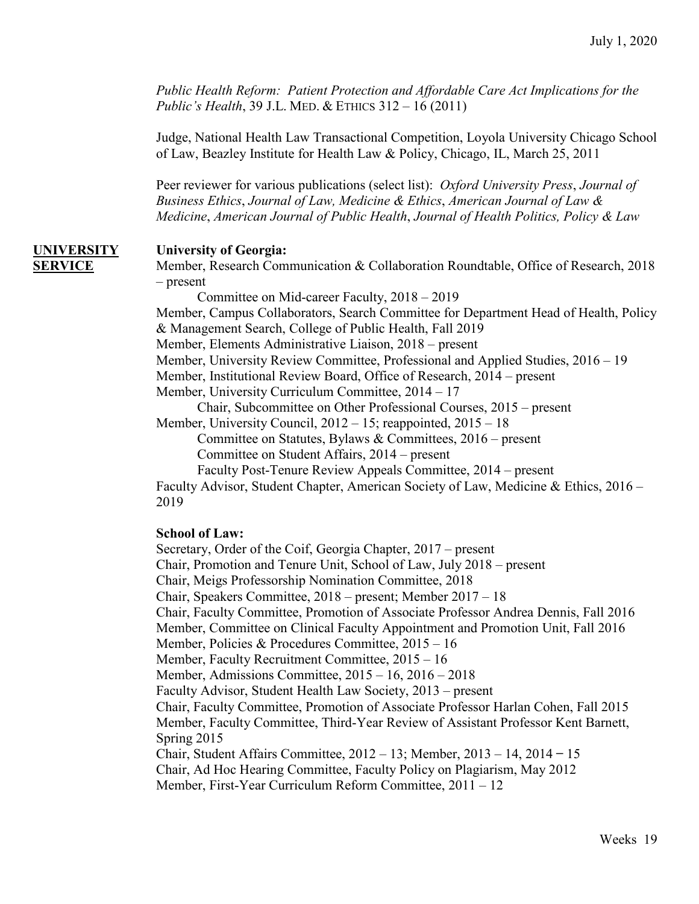*Public Health Reform: Patient Protection and Affordable Care Act Implications for the Public's Health*, 39 J.L. MED. & ETHICS 312 – 16 (2011)

Judge, National Health Law Transactional Competition, Loyola University Chicago School of Law, Beazley Institute for Health Law & Policy, Chicago, IL, March 25, 2011

Peer reviewer for various publications (select list): *Oxford University Press*, *Journal of Business Ethics*, *Journal of Law, Medicine & Ethics*, *American Journal of Law & Medicine*, *American Journal of Public Health*, *Journal of Health Politics, Policy & Law*

## UNIVERSITY SERVICE

**University of Georgia:**

Member, Research Communication & Collaboration Roundtable, Office of Research, 2018 – present
- Committee on Mid-career Faculty, 2018 – 2019

Member, Campus Collaborators, Search Committee for Department Head of Health, Policy & Management Search, College of Public Health, Fall 2019
Member, Elements Administrative Liaison, 2018 – present
Member, University Review Committee, Professional and Applied Studies, 2016 – 19
Member, Institutional Review Board, Office of Research, 2014 – present
Member, University Curriculum Committee, 2014 – 17
- Chair, Subcommittee on Other Professional Courses, 2015 – present

Member, University Council, 2012 – 15; reappointed, 2015 – 18
- Committee on Statutes, Bylaws & Committees, 2016 – present
- Committee on Student Affairs, 2014 – present
- Faculty Post-Tenure Review Appeals Committee, 2014 – present

Faculty Advisor, Student Chapter, American Society of Law, Medicine & Ethics, 2016 – 2019

**School of Law:**

Secretary, Order of the Coif, Georgia Chapter, 2017 – present
Chair, Promotion and Tenure Unit, School of Law, July 2018 – present
Chair, Meigs Professorship Nomination Committee, 2018
Chair, Speakers Committee, 2018 – present; Member 2017 – 18
Chair, Faculty Committee, Promotion of Associate Professor Andrea Dennis, Fall 2016
Member, Committee on Clinical Faculty Appointment and Promotion Unit, Fall 2016
Member, Policies & Procedures Committee, 2015 – 16
Member, Faculty Recruitment Committee, 2015 – 16
Member, Admissions Committee, 2015 – 16, 2016 – 2018
Faculty Advisor, Student Health Law Society, 2013 – present
Chair, Faculty Committee, Promotion of Associate Professor Harlan Cohen, Fall 2015
Member, Faculty Committee, Third-Year Review of Assistant Professor Kent Barnett, Spring 2015
Chair, Student Affairs Committee, 2012 – 13; Member, 2013 – 14, 2014 – 15
Chair, Ad Hoc Hearing Committee, Faculty Policy on Plagiarism, May 2012
Member, First-Year Curriculum Reform Committee, 2011 – 12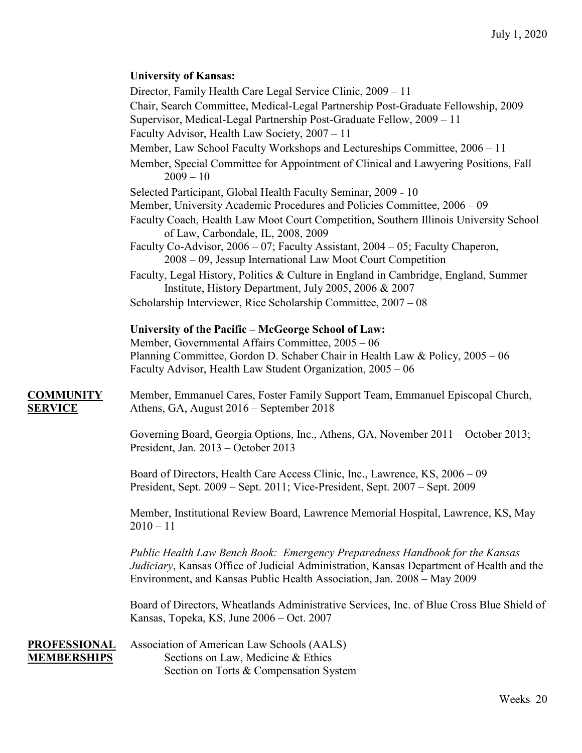**University of Kansas:**

Director, Family Health Care Legal Service Clinic, 2009 – 11

Chair, Search Committee, Medical-Legal Partnership Post-Graduate Fellowship, 2009

Supervisor, Medical-Legal Partnership Post-Graduate Fellow, 2009 – 11

Faculty Advisor, Health Law Society, 2007 – 11

Member, Law School Faculty Workshops and Lectureships Committee, 2006 – 11

Member, Special Committee for Appointment of Clinical and Lawyering Positions, Fall 2009 – 10

Selected Participant, Global Health Faculty Seminar, 2009 - 10

Member, University Academic Procedures and Policies Committee, 2006 – 09

Faculty Coach, Health Law Moot Court Competition, Southern Illinois University School of Law, Carbondale, IL, 2008, 2009

Faculty Co-Advisor, 2006 – 07; Faculty Assistant, 2004 – 05; Faculty Chaperon, 2008 – 09, Jessup International Law Moot Court Competition

Faculty, Legal History, Politics & Culture in England in Cambridge, England, Summer Institute, History Department, July 2005, 2006 & 2007

Scholarship Interviewer, Rice Scholarship Committee, 2007 – 08

**University of the Pacific – McGeorge School of Law:**

Member, Governmental Affairs Committee, 2005 – 06

Planning Committee, Gordon D. Schaber Chair in Health Law & Policy, 2005 – 06

Faculty Advisor, Health Law Student Organization, 2005 – 06

## COMMUNITY SERVICE

Member, Emmanuel Cares, Foster Family Support Team, Emmanuel Episcopal Church, Athens, GA, August 2016 – September 2018

Governing Board, Georgia Options, Inc., Athens, GA, November 2011 – October 2013; President, Jan. 2013 – October 2013

Board of Directors, Health Care Access Clinic, Inc., Lawrence, KS, 2006 – 09
President, Sept. 2009 – Sept. 2011; Vice-President, Sept. 2007 – Sept. 2009

Member, Institutional Review Board, Lawrence Memorial Hospital, Lawrence, KS, May 2010 – 11

*Public Health Law Bench Book: Emergency Preparedness Handbook for the Kansas Judiciary*, Kansas Office of Judicial Administration, Kansas Department of Health and the Environment, and Kansas Public Health Association, Jan. 2008 – May 2009

Board of Directors, Wheatlands Administrative Services, Inc. of Blue Cross Blue Shield of Kansas, Topeka, KS, June 2006 – Oct. 2007

## PROFESSIONAL MEMBERSHIPS

Association of American Law Schools (AALS)
- Sections on Law, Medicine & Ethics
- Section on Torts & Compensation System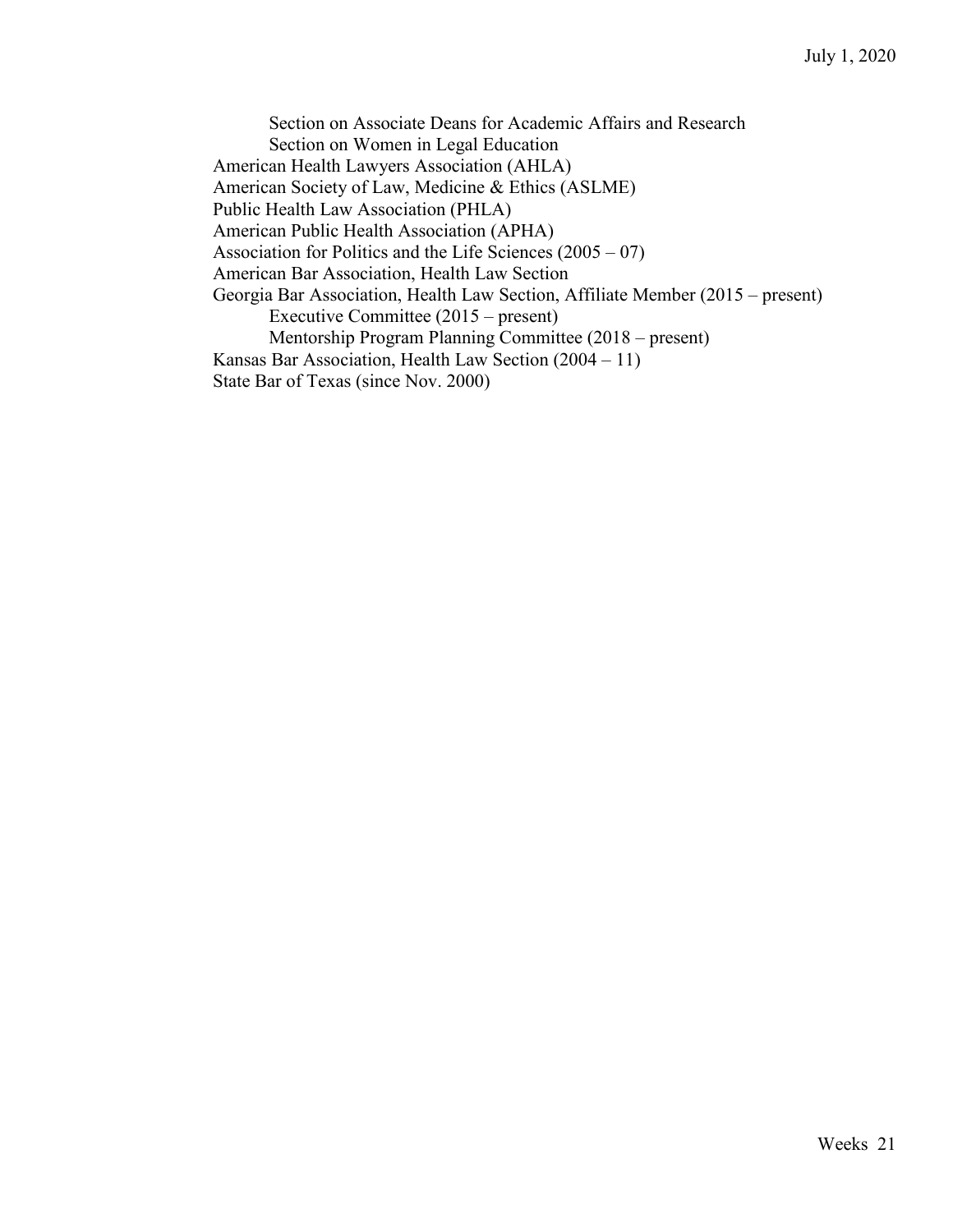- Section on Associate Deans for Academic Affairs and Research
- Section on Women in Legal Education

American Health Lawyers Association (AHLA)
American Society of Law, Medicine & Ethics (ASLME)
Public Health Law Association (PHLA)
American Public Health Association (APHA)
Association for Politics and the Life Sciences (2005 – 07)
American Bar Association, Health Law Section
Georgia Bar Association, Health Law Section, Affiliate Member (2015 – present)

- Executive Committee (2015 – present)
- Mentorship Program Planning Committee (2018 – present)

Kansas Bar Association, Health Law Section (2004 – 11)
State Bar of Texas (since Nov. 2000)